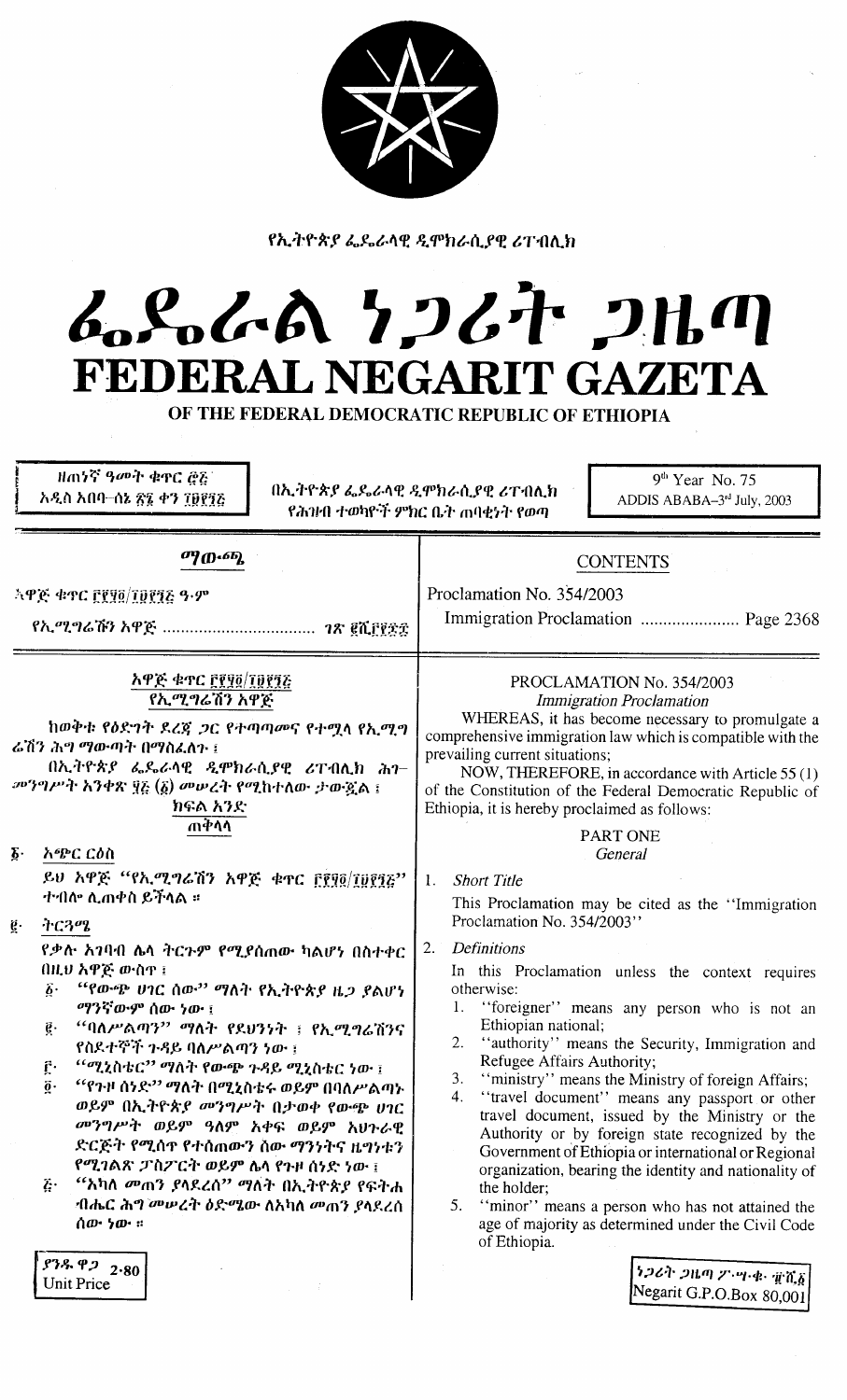የኢትዮጵያ ፌዴራላዊ ዲሞክራሲያዊ ሪፐብሊክ

# ፌዴራል ነጋሪት ጋዜጣ
# FEDERAL NEGARIT GAZETA

OF THE FEDERAL DEMOCRATIC REPUBLIC OF ETHIOPIA

ዘጠነኛ ዓመት ቁጥር ፸፭
አዲስ አበባ–ሰኔ ፳፮ ቀን ፲፱፻፺፭

በኢትዮጵያ ፌዴራላዊ ዲሞክራሲያዊ ሪፐብሊክ
የሕዝብ ተወካዮች ምክር ቤት ጠባቂነት የወጣ

9th Year No. 75
ADDIS ABABA–3rd July, 2003

## ማውጫ

አዋጅ ቁጥር ፫፻፶፬/፲፱፻፺፭ ዓ.ም

የኢሚግሬሽን አዋጅ ..................................... ገጽ ፪ሺ፫፻፷፰

## CONTENTS

Proclamation No. 354/2003

Immigration Proclamation ........................ Page 2368

---

### አዋጅ ቁጥር ፫፻፶፬/፲፱፻፺፭
### የኢሚግሬሽን አዋጅ

ከወቅቱ የዕድገት ደረጃ ጋር የተጣጣመና የተሟላ የኢሚግሬሽን ሕግ ማውጣት በማስፈለጉ ፤

በኢትዮጵያ ፌዴራላዊ ዲሞክራሲያዊ ሪፐብሊክ ሕገ–መንግሥት አንቀጽ ፶፭ (፩) መሠረት የሚከተለው ታውጇል ፤

#### ክፍል አንድ
#### ጠቅላላ

፩· አጭር ርዕስ

ይህ አዋጅ "የኢሚግሬሽን አዋጅ ቁጥር ፫፻፶፬/፲፱፻፺፭" ተብሎ ሊጠቀስ ይችላል ።

፪· ትርጓሜ

የቃሉ አገባብ ሌላ ትርጉም የሚያሰጠው ካልሆነ በስተቀር በዚህ አዋጅ ውስጥ ፤

፩· "የውጭ ሀገር ሰው" ማለት የኢትዮጵያ ዜጋ ያልሆነ ማንኛውም ሰው ነው ፤
፪· "ባለሥልጣን" ማለት የደህንነት ፤ የኢሚግሬሽንና የስደተኞች ጉዳይ ባለሥልጣን ነው ፤
፫· "ሚኒስቴር" ማለት የውጭ ጉዳይ ሚኒስቴር ነው ፤
፬· "የጉዞ ሰነድ" ማለት በሚኒስቴሩ ወይም በባለሥልጣኑ ወይም በኢትዮጵያ መንግሥት በታወቀ የውጭ ሀገር መንግሥት ወይም ዓለም አቀፍ ወይም አህጉራዊ ድርጅት የሚሰጥ የተሰጠውን ሰው ማንነትና ዜግነቱን የሚገልጽ ፓስፖርት ወይም ሌላ የጉዞ ሰነድ ነው ፤
፭· "አካለ መጠን ያላደረሰ" ማለት በኢትዮጵያ የፍትሐ ብሔር ሕግ መሠረት ዕድሜው ለአካለ መጠን ያላደረሰ ሰው ነው ።

---

### PROCLAMATION No. 354/2003
### *Immigration Proclamation*

WHEREAS, it has become necessary to promulgate a comprehensive immigration law which is compatible with the prevailing current situations;

NOW, THEREFORE, in accordance with Article 55 (1) of the Constitution of the Federal Democratic Republic of Ethiopia, it is hereby proclaimed as follows:

#### PART ONE
#### General

1. *Short Title*

This Proclamation may be cited as the "Immigration Proclamation No. 354/2003"

2. *Definitions*

In this Proclamation unless the context requires otherwise:

1. "foreigner" means any person who is not an Ethiopian national;
2. "authority" means the Security, Immigration and Refugee Affairs Authority;
3. "ministry" means the Ministry of foreign Affairs;
4. "travel document" means any passport or other travel document, issued by the Ministry or the Authority or by foreign state recognized by the Government of Ethiopia or international or Regional organization, bearing the identity and nationality of the holder;
5. "minor" means a person who has not attained the age of majority as determined under the Civil Code of Ethiopia.

ያንዱ ዋጋ 2·80
Unit Price

ነጋሪት ጋዜጣ ፖ·ሣ·ቁ· ፹ሺ፩
Negarit G.P.O.Box 80,001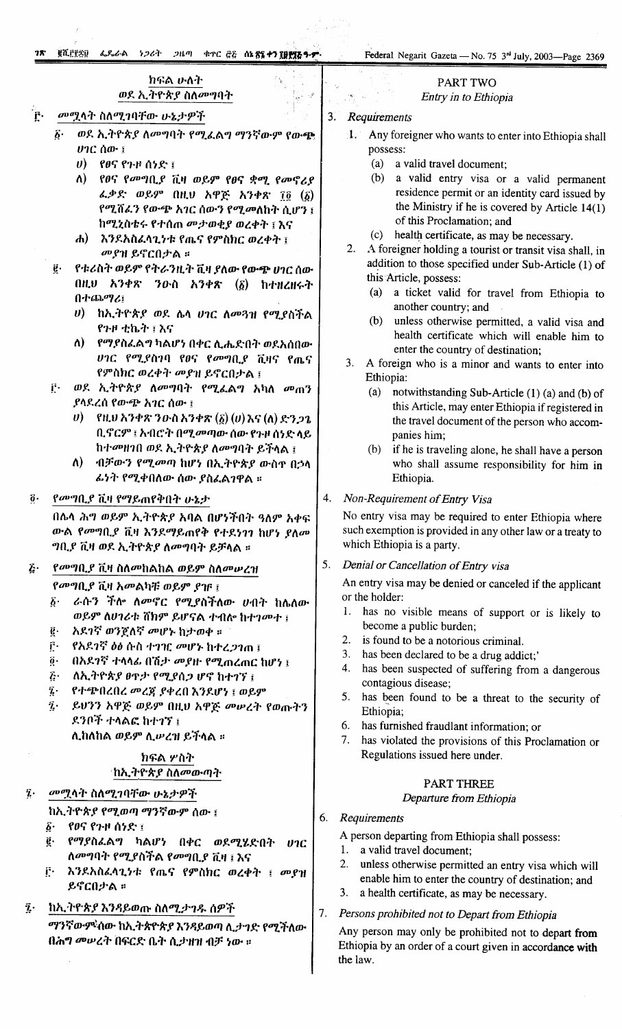## ክፍል ሁለት
### ወደ ኢትዮጵያ ስለመግባት

፫· *መሟላት ስለሚገባቸው ሁኔታዎች*

፩· ወደ ኢትዮጵያ ለመግባት የሚፈልግ ማንኛውም የውጭ ሀገር ሰው ፣

ሀ) የፀና የጉዞ ሰነድ ፣

ለ) የፀና የመግቢያ ቪዛ ወይም የፀና ቋሚ የመኖሪያ ፈቃድ ወይም በዚህ አዋጅ አንቀጽ ፲፬ (፩) የሚሸፈን የውጭ አገር ሰውን የሚመለከት ሲሆን ፣ ከሚኒስቴሩ የተሰጠ መታወቂያ ወረቀት ፣ እና

ሐ) እንደአስፈላጊነቱ የጤና የምስክር ወረቀት ፤ መያዝ ይኖርበታል ።

፪· የቱሪስት ወይም የትራንዚት ቪዛ ያለው የውጭ ሀገር ሰው በዚህ አንቀጽ ንዑስ አንቀጽ (፩) ከተዘረዘሩት በተጨማሪ፣

ሀ) ከኢትዮጵያ ወደ ሌላ ሀገር ለመጓዝ የሚያስችል የጉዞ ቲኬት ፣ እና

ለ) የማያስፈልግ ካልሆነ በቀር ሊሔድበት ወደአሰበው ሀገር የሚያስገባ የፀና የመግቢያ ቪዛና የጤና የምስክር ወረቀት መያዝ ይኖርበታል ።

፫· ወደ ኢትዮጵያ ለመግባት የሚፈልግ አካለ መጠን ያላደረሰ የውጭ አገር ሰው ፣

ሀ) የዚህ አንቀጽ ንዑስ አንቀጽ (፩) (ሀ) እና (ለ) ድንጋጌ ቢኖርም ፣ አብሮት በሚመጣው ሰው የጉዞ ሰነድ ላይ ከተመዘገበ ወደ ኢትዮጵያ ለመግባት ይችላል ፤

ለ) ብቻውን የሚመጣ ከሆነ በኢትዮጵያ ውስጥ በኃላፊነት የሚቀበለው ሰው ያስፈልገዋል ።

፬· *የመግቢያ ቪዛ የማይጠየቅበት ሁኔታ*

በሌላ ሕግ ወይም ኢትዮጵያ አባል በሆነችበት ዓለም አቀፍ ውል የመግቢያ ቪዛ እንደማይጠየቅ የተደነገገ ከሆነ ያለመግቢያ ቪዛ ወደ ኢትዮጵያ ለመግባት ይቻላል ።

፭· *የመግቢያ ቪዛ ስለመከልከል ወይም ስለመሠረዝ*

የመግቢያ ቪዛ አመልካቹ ወይም ያዡ ፤

፩· ራሱን ችሎ ለመኖር የሚያስችለው ሀብት ከሌለው ወይም ለሀገሪቱ ሸክም ይሆናል ተብሎ ከተገመተ ፤

፪· አደገኛ ወንጀለኛ መሆኑ ከታወቀ ።

፫· የአደገኛ ዕፅ ሱስ ተገዢ መሆኑ ከተረጋገጠ ፤

፬· በአደገኛ ተላላፊ በሽታ መያዙ የሚጠረጠር ከሆነ ፤

፭· ለኢትዮጵያ ፀጥታ የሚያሰጋ ሆኖ ከተገኘ ፤

፮· የተጭበረበረ መረጃ ያቀረበ እንደሆነ ፤ ወይም

፯· ይህንን አዋጅ ወይም በዚህ አዋጅ መሠረት የወጡትን ደንቦች ተላልፎ ከተገኘ ፤

ሊከለከል ወይም ሊሠረዝ ይችላል ።

## ክፍል ሦስት
### ከኢትዮጵያ ስለመውጣት

፮· *መሟላት ስለሚገባቸው ሁኔታዎች*

ከኢትዮጵያ የሚወጣ ማንኛውም ሰው ፤

፩· የፀና የጉዞ ሰነድ ፤

፪· የማያስፈልግ ካልሆነ በቀር ወደሚሄድበት ሀገር ለመግባት የሚያስችል የመግቢያ ቪዛ ፤ እና

፫· እንደአስፈላጊነቱ የጤና የምስክር ወረቀት ፤ መያዝ ይኖርበታል ።

፯· *ከኢትዮጵያ እንዳይወጡ ስለሚታገዱ ሰዎች*

ማንኛውምሰው ከኢትጵዮያ እንዳይወጣ ሊታገድ የሚችለው በሕግ መሠረት በፍርድ ቤት ሲታዘዝ ብቻ ነው ።

## PART TWO
### *Entry in to Ethiopia*

3. *Requirements*

1. Any foreigner who wants to enter into Ethiopia shall possess:
   (a) a valid travel document;
   (b) a valid entry visa or a valid permanent residence permit or an identity card issued by the Ministry if he is covered by Article 14(1) of this Proclamation; and
   (c) health certificate, as may be necessary.
2. A foreigner holding a tourist or transit visa shall, in addition to those specified under Sub-Article (1) of this Article, possess:
   (a) a ticket valid for travel from Ethiopia to another country; and
   (b) unless otherwise permitted, a valid visa and health certificate which will enable him to enter the country of destination;
3. A foreign who is a minor and wants to enter into Ethiopia:
   (a) notwithstanding Sub-Article (1) (a) and (b) of this Article, may enter Ethiopia if registered in the travel document of the person who accompanies him;
   (b) if he is traveling alone, he shall have a person who shall assume responsibility for him in Ethiopia.

4. *Non-Requirement of Entry Visa*

No entry visa may be required to enter Ethiopia where such exemption is provided in any other law or a treaty to which Ethiopia is a party.

5. *Denial or Cancellation of Entry visa*

An entry visa may be denied or canceled if the applicant or the holder:

1. has no visible means of support or is likely to become a public burden;
2. is found to be a notorious criminal.
3. has been declared to be a drug addict;'
4. has been suspected of suffering from a dangerous contagious disease;
5. has been found to be a threat to the security of Ethiopia;
6. has furnished fraudlant information; or
7. has violated the provisions of this Proclamation or Regulations issued here under.

## PART THREE
### *Departure from Ethiopia*

6. *Requirements*

A person departing from Ethiopia shall possess:

1. a valid travel document;
2. unless otherwise permitted an entry visa which will enable him to enter the country of destination; and
3. a health certificate, as may be necessary.

7. *Persons prohibited not to Depart from Ethiopia*

Any person may only be prohibited not to depart from Ethiopia by an order of a court given in accordance with the law.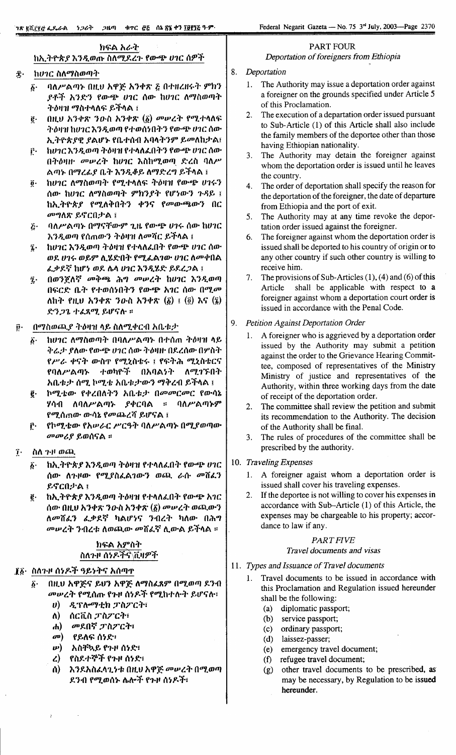## ክፍል አራት
### ከኢትዮጵያ እንዲወጡ ስለሚደረጉ የውጭ ሀገር ሰዎች

፰· ከሀገር ስለማስወጣት

፩· ባለሥልጣኑ በዚህ አዋጅ አንቀጽ ፭ በተዘረዘሩት ምክንያቶች አንድን የውጭ ሀገር ሰው ከሀገር ለማስወጣት ትዕዛዝ ማስተላለፍ ይችላል ፤

፪· በዚህ አንቀጽ ንዑስ አንቀጽ (፩) መሠረት የሚተላለፍ ትዕዛዝ ከሀገር እንዲወጣ የተወሰነበትን የውጭ ሀገር ሰው ኢትዮጵያዊ ያልሆኑ የቤተሰብ አባላትንም ይመለከታል፤

፫· ከሀገር እንዲወጣ ትዕዛዝ የተላለፈበትን የውጭ ሀገር ሰው በትዕዛዙ መሠረት ከሀገር እስኪወጣ ድረስ ባለሥልጣኑ በማረፊያ ቤት እንዲቆይ ለማድረግ ይችላል ፤

፬· ከሀገር ለማስወጣት የሚተላለፍ ትዕዛዝ የውጭ ሀገሩን ሰው ከሀገር ለማስወጣት ምክንያት የሆነውን ጉዳይ ፤ ከኢትዮጵያ የሚለቅበትን ቀንና የመውጫውን በር መግለጽ ይኖርበታል ፤

፭· ባለሥልጣኑ በማናቸውም ጊዜ የውጭ ሀገሩ ሰው ከሀገር እንዲወጣ የሰጠውን ትዕዛዝ ለመሻር ይችላል ፤

፮· ከሀገር እንዲወጣ ትዕዛዝ የተላለፈበት የውጭ ሀገር ሰው ወደ ሀገሩ ወይም ሊሄድበት የሚፈልገው ሀገር ለመቀበል ፈቃደኛ ከሆነ ወደ ሌላ ሀገር እንዲሄድ ይደረጋል ፤

፯· በወንጀለኛ መቅጫ ሕግ መሠረት ከሀገር እንዲወጣ በፍርድ ቤት የተወሰነበትን የውጭ አገር ሰው በሚመለከት የዚህ አንቀጽ ንዑስ አንቀጽ (፩) ፤ (፬) እና (፮) ድንጋጌ ተፈጻሚ ይሆናሉ ።

፱· በማስወጫ ትዕዛዝ ላይ ስለሚቀርብ አቤቱታ

፩· ከሀገር ለማስወጣት በባለሥልጣኑ በተሰጠ ትዕዛዝ ላይ ቅሬታ ያለው የውጭ ሀገር ሰው ትዕዛዙ በደረሰው በሦስት የሥራ ቀናት ውስጥ የሚኒስቴሩ ፤ የፍትሕ ሚኒስቴርና የባለሥልጣኑ ተወካዮች በአባልነት ለሚገኙበት አቤቱታ ሰሚ ኮሚቴ አቤቱታውን ማቅረብ ይችላል ፤

፪· ኮሚቴው የቀረበለትን አቤቱታ በመመርመር የውሳኔ ሃሳብ ለባለሥልጣኑ ያቀርባል ። ባለሥልጣኑም የሚሰጠው ውሳኔ የመጨረሻ ይሆናል ፤

፫· የኮሚቴው የአሠራር ሥርዓት ባለሥልጣኑ በሚያወጣው መመሪያ ይወሰናል ።

፲· ስለ ጉዞ ወጪ

፩· ከኢትዮጵያ እንዲወጣ ትዕዛዝ የተላለፈበት የውጭ ሀገር ሰው ለጉዞው የሚያስፈልገውን ወጪ ራሱ መሸፈን ይኖርበታል ፤

፪· ከኢትዮጵያ እንዲወጣ ትዕዛዝ የተላለፈበት የውጭ አገር ሰው በዚህ አንቀጽ ንዑስ አንቀጽ (፩) መሠረት ወጪውን ለመሸፈን ፈቃደኛ ካልሆነና ንብረት ካለው በሕግ መሠረት ንብረቱ ለወጪው መሸፈኛ ሊውል ይችላል ።

## ክፍል አምስት
### ስለጉዞ ሰነዶችና ቪዛዎች

፲፩· ስለጉዞ ሰነዶች ዓይነትና አሰጣጥ

፩· በዚህ አዋጅና ይህን አዋጅ ለማስፈጸም በሚወጣ ደንብ መሠረት የሚሰጡ የጉዞ ሰነዶች የሚከተሉት ይሆናሉ፡

ሀ) ዲፕሎማቲክ ፓስፖርት፣
ለ) ሰርቪስ ፓስፖርት፣
ሐ) መደበኛ ፓስፖርት፣
መ) የይለፍ ሰነድ፣
ሠ) አስቸኳይ የጉዞ ሰነድ፣
ረ) የስደተኞች የጉዞ ሰነድ፣
ሰ) እንደአስፈላጊነቱ በዚህ አዋጅ መሠረት በሚወጣ ደንብ የሚወሰኑ ሌሎች የጉዞ ሰነዶች፣

## PART FOUR
### Deportation of foreigners from Ethiopia

8. *Deportation*

1. The Authority may issue a deportation order against a foreigner on the grounds specified under Article 5 of this Proclamation.
2. The execution of a departation order issued pursuant to Sub-Article (1) of this Article shall also include the family members of the deportee other than those having Ethiopian nationality.
3. The Authority may detain the foreigner against whom the deportation order is issued until he leaves the country.
4. The order of deportation shall specify the reason for the deportation of the foreigner, the date of departure from Ethiopia and the port of exit.
5. The Authority may at any time revoke the deportation order issued against the foreigner.
6. The foreigner against whom the deportation order is issued shall be deported to his country of origin or to any other country if such other country is willing to receive him.
7. The provisions of Sub-Articles (1), (4) and (6) of this Article shall be applicable with respect to a foreigner against whom a deportation court order is issued in accordance with the Penal Code.

9. *Petition Against Deportation Order*

1. A foreigner who is aggrieved by a deportation order issued by the Authority may submit a petition against the order to the Grievance Hearing Committee, composed of representatives of the Ministry Ministry of justice and representatives of the Authority, within three working days from the date of receipt of the deportation order.
2. The committee shall review the petition and submit its recommendation to the Authority. The decision of the Authority shall be final.
3. The rules of procedures of the committee shall be prescribed by the authority.

10. *Traveling Expenses*

1. A foreigner agaist whom a deportation order is issued shall cover his traveling expenses.
2. If the deportee is not willing to cover his expenses in accordance with Sub-Article (1) of this Article, the expenses may be chargeable to his property; accordance to law if any.

## *PART FIVE*
### *Travel documents and visas*

11. *Types and Issuance of Travel documents*

1. Travel documents to be issued in accordance with this Proclamation and Regulation issued hereunder shall be the following:
   (a) diplomatic passport;
   (b) service passport;
   (c) ordinary passport;
   (d) laissez-passer;
   (e) emergency travel document;
   (f) refugee travel document;
   (g) other travel documents to be prescribed, as may be necessary, by Regulation to be issued hereunder.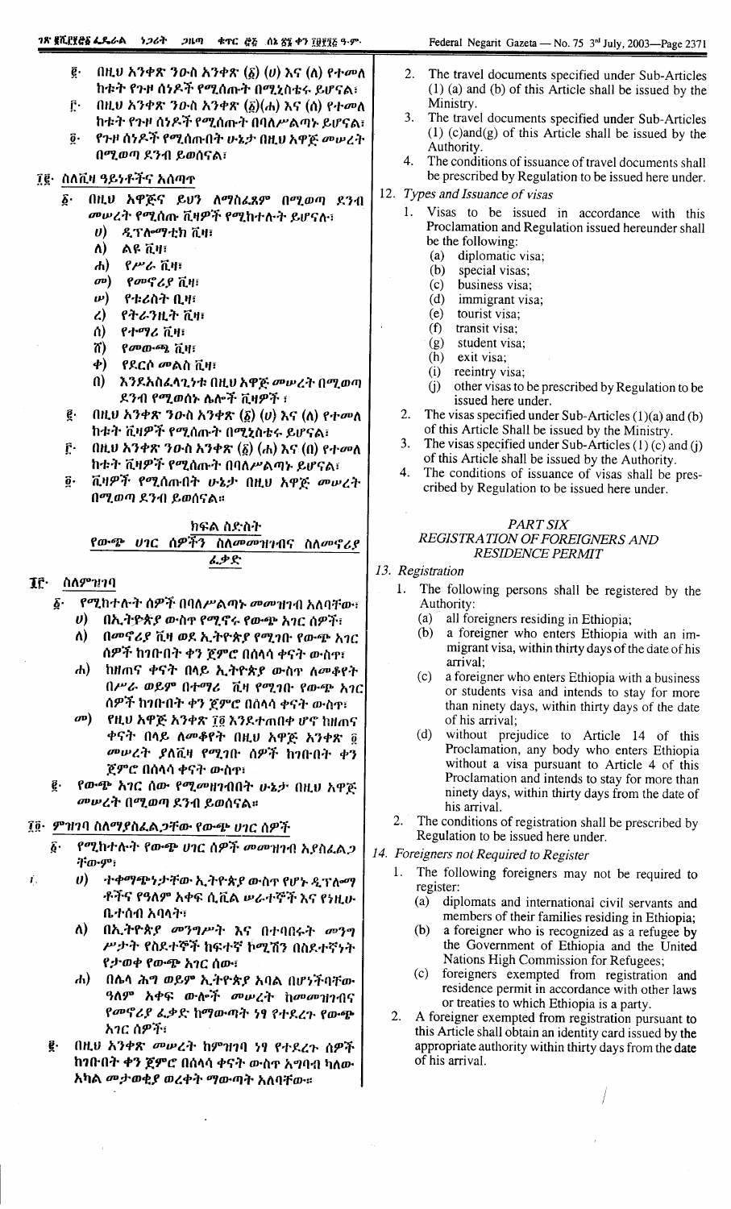፪· በዚህ አንቀጽ ንዑስ አንቀጽ (፩) (ሀ) እና (ለ) የተመለከቱት የጉዞ ሰነዶች የሚሰጡት በሚኒስቴሩ ይሆናል፤

፫· በዚህ አንቀጽ ንዑስ አንቀጽ (፩)(ሐ) እና (ሰ) የተመለከቱት የጉዞ ሰነዶች የሚሰጡት በባለሥልጣኑ ይሆናል፤

፬· የጉዞ ሰነዶች የሚሰጡበት ሁኔታ በዚህ አዋጅ መሠረት በሚወጣ ደንብ ይወሰናል፤

## ፲፪· ስለቪዛ ዓይነቶችና አሰጣጥ

፩· በዚህ አዋጅና ይህን ለማስፈጸም በሚወጣ ደንብ መሠረት የሚሰጡ ቪዛዎች የሚከተሉት ይሆናሉ፤

- ሀ) ዲፕሎማቲክ ቪዛ፤
- ለ) ልዩ ቪዛ፤
- ሐ) የሥራ ቪዛ፤
- መ) የመኖሪያ ቪዛ፤
- ሠ) የቱሪስት ቢዛ፤
- ረ) የትራንዚት ቪዛ፤
- ሰ) የተማሪ ቪዛ፤
- ሸ) የመውጫ ቪዛ፤
- ቀ) የደርሶ መልስ ቪዛ፤
- በ) እንደአስፈላጊነቱ በዚህ አዋጅ መሠረት በሚወጣ ደንብ የሚወሰኑ ሌሎች ቪዛዎች ፤

፪· በዚህ አንቀጽ ንዑስ አንቀጽ (፩) (ሀ) እና (ለ) የተመለከቱት ቪዛዎች የሚሰጡት በሚኒስቴሩ ይሆናል፤

፫· በዚህ አንቀጽ ንዑስ አንቀጽ (፩) (ሐ) እና (በ) የተመለከቱት ቪዛዎች የሚሰጡት በባለሥልጣኑ ይሆናል፤

፬· ቪዛዎች የሚሰጡበት ሁኔታ በዚህ አዋጅ መሠረት በሚወጣ ደንብ ይወሰናል።

## ክፍል ስድስት
## የውጭ ሀገር ሰዎችን ስለመመዝገብና ስለመኖሪያ ፈቃድ

## ፲፫· ስለምዝገባ

፩· የሚከተሉት ሰዎች በባለሥልጣኑ መመዝገብ አለባቸው፤

- ሀ) በኢትዮጵያ ውስጥ የሚኖሩ የውጭ አገር ሰዎች፤
- ለ) በመኖሪያ ቪዛ ወደ ኢትዮጵያ የሚገቡ የውጭ አገር ሰዎች ከገቡበት ቀን ጀምሮ በሰላሳ ቀናት ውስጥ፤
- ሐ) ከዘጠና ቀናት በላይ ኢትዮጵያ ውስጥ ለመቆየት በሥራ ወይም በተማሪ ቪዛ የሚገቡ የውጭ አገር ሰዎች ከገቡበት ቀን ጀምሮ በሰላሳ ቀናት ውስጥ፤
- መ) የዚህ አዋጅ አንቀጽ ፲፬ እንደተጠበቀ ሆኖ ከዘጠና ቀናት በላይ ለመቆየት በዚህ አዋጅ አንቀጽ ፬ መሠረት ያለቪዛ የሚገቡ ሰዎች ከገቡበት ቀን ጀምሮ በሰላሳ ቀናት ውስጥ፤

፪· የውጭ አገር ሰው የሚመዘገብበት ሁኔታ በዚህ አዋጅ መሠረት በሚወጣ ደንብ ይወሰናል።

## ፲፬· ምዝገባ ስለማያስፈልጋቸው የውጭ ሀገር ሰዎች

፩· የሚከተሉት የውጭ ሀገር ሰዎች መመዝገብ አያስፈልጋቸውም፤

- ሀ) ተቀማጭነታቸው ኢትዮጵያ ውስጥ የሆኑ ዲፕሎማቶችና የዓለም አቀፍ ሲቪል ሠራተኞች እና የነዚሁ ቤተሰብ አባላት፤
- ለ) በኢትዮጵያ መንግሥት እና በተባበሩት መንግሥታት የስደተኞች ከፍተኛ ኮሚሽን በስደተኛነት የታወቀ የውጭ አገር ሰው፤
- ሐ) በሌላ ሕግ ወይም ኢትዮጵያ አባል በሆነችባቸው ዓለም አቀፍ ውሎች መሠረት ከመመዝገብና የመኖሪያ ፈቃድ ከማውጣት ነፃ የተደረጉ የውጭ አገር ሰዎች፤

፪· በዚህ አንቀጽ መሠረት ከምዝገባ ነፃ የተደረጉ ሰዎች ከገቡበት ቀን ጀምሮ በሰላሳ ቀናት ውስጥ አግባብ ካለው አካል መታወቂያ ወረቀት ማውጣት አለባቸው።

2. The travel documents specified under Sub-Articles (1) (a) and (b) of this Article shall be issued by the Ministry.

3. The travel documents specified under Sub-Articles (1) (c)and(g) of this Article shall be issued by the Authority.

4. The conditions of issuance of travel documents shall be prescribed by Regulation to be issued here under.

## 12. *Types and Issuance of visas*

1. Visas to be issued in accordance with this Proclamation and Regulation issued hereunder shall be the following:
   - (a) diplomatic visa;
   - (b) special visas;
   - (c) business visa;
   - (d) immigrant visa;
   - (e) tourist visa;
   - (f) transit visa;
   - (g) student visa;
   - (h) exit visa;
   - (i) reeintry visa;
   - (j) other visas to be prescribed by Regulation to be issued here under.
2. The visas specified under Sub-Articles (1)(a) and (b) of this Article Shall be issued by the Ministry.
3. The visas specified under Sub-Articles (1) (c) and (j) of this Article shall be issued by the Authority.
4. The conditions of issuance of visas shall be prescribed by Regulation to be issued here under.

## PART SIX
## *REGISTRATION OF FOREIGNERS AND RESIDENCE PERMIT*

## 13. *Registration*

1. The following persons shall be registered by the Authority:
   - (a) all foreigners residing in Ethiopia;
   - (b) a foreigner who enters Ethiopia with an immigrant visa, within thirty days of the date of his arrival;
   - (c) a foreigner who enters Ethiopia with a business or students visa and intends to stay for more than ninety days, within thirty days of the date of his arrival;
   - (d) without prejudice to Article 14 of this Proclamation, any body who enters Ethiopia without a visa pursuant to Article 4 of this Proclamation and intends to stay for more than ninety days, within thirty days from the date of his arrival.
2. The conditions of registration shall be prescribed by Regulation to be issued here under.

## 14. *Foreigners not Required to Register*

1. The following foreigners may not be required to register:
   - (a) diplomats and international civil servants and members of their families residing in Ethiopia;
   - (b) a foreigner who is recognized as a refugee by the Government of Ethiopia and the United Nations High Commission for Refugees;
   - (c) foreigners exempted from registration and residence permit in accordance with other laws or treaties to which Ethiopia is a party.
2. A foreigner exempted from registration pursuant to this Article shall obtain an identity card issued by the appropriate authority within thirty days from the date of his arrival.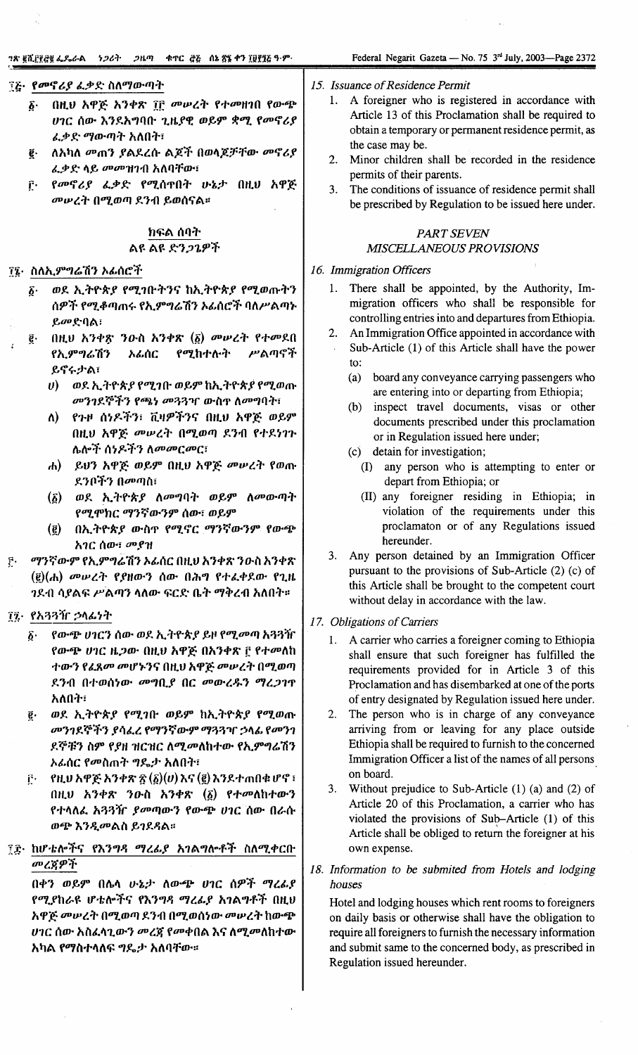፲፭· የመኖሪያ ፈቃድ ስለማውጣት

፩· በዚህ አዋጅ አንቀጽ ፲፫ መሠረት የተመዘገበ የውጭ ሀገር ሰው እንደአግባቡ ጊዜያዊ ወይም ቋሚ የመኖሪያ ፈቃድ ማውጣት አለበት፣

፪· ለአካለ መጠን ያልደረሱ ልጆች በወላጆቻቸው መኖሪያ ፈቃድ ላይ መመዝገብ አለባቸው፣

፫· የመኖሪያ ፈቃድ የሚሰጥበት ሁኔታ በዚህ አዋጅ መሠረት በሚወጣ ደንብ ይወሰናል።

## ክፍል ሰባት
## ልዩ ልዩ ድንጋጌዎች

፲፮· ስለኢሚግሬሽን ኦፊሰሮች

፩· ወደ ኢትዮጵያ የሚገቡትንና ከኢትዮጵያ የሚወጡትን ሰዎች የሚቆጣጠሩ የኢሚግሬሽን ኦፊሰሮች ባለሥልጣኑ ይመድባል፣

፪· በዚህ አንቀጽ ንዑስ አንቀጽ (፩) መሠረት የተመደበ የኢሚግሬሽን ኦፊሰር የሚከተሉት ሥልጣኖች ይኖሩታል፣

ሀ) ወደ ኢትዮጵያ የሚገቡ ወይም ከኢትዮጵያ የሚወጡ መንገደኞችን የጫኑ መጓጓዣ ውስጥ ለመግባት፣

ለ) የጉዞ ሰነዶችን፣ ቪዛዎችንና በዚህ አዋጅ ወይም በዚህ አዋጅ መሠረት በሚወጣ ደንብ የተደነገጉ ሌሎች ሰነዶችን ለመመርመር፣

ሐ) ይህን አዋጅ ወይም በዚህ አዋጅ መሠረት የወጡ ደንቦችን በመጣስ፣

(፩) ወደ ኢትዮጵያ ለመግባት ወይም ለመውጣት የሚሞክር ማንኛውንም ሰው፣ ወይም

(፪) በኢትዮጵያ ውስጥ የሚኖር ማንኛውንም የውጭ አገር ሰው፣ መያዝ

፫· ማንኛውም የኢሚግሬሽን ኦፊሰር በዚህ አንቀጽ ንዑስ አንቀጽ (፪)(ሐ) መሠረት የያዘውን ሰው በሕግ የተፈቀደው የጊዜ ገደብ ሳያልፍ ሥልጣን ላለው ፍርድ ቤት ማቅረብ አለበት።

፲፯· የአጓጓዥ ኃላፊነት

፩· የውጭ ሀገር ሰው ወደ ኢትዮጵያ ይዞ የሚመጣ አጓጓዥ የውጭ ሀገር ዜጋው በዚህ አዋጅ በአንቀጽ ፫ የተመለከተውን የፈጸመ መሆኑንና በዚህ አዋጅ መሠረት በሚወጣ ደንብ በተወሰነው መግቢያ በር መውረዱን ማረጋገጥ አለበት፣

፪· ወደ ኢትዮጵያ የሚገቡ ወይም ከኢትዮጵያ የሚወጡ መንገደኞችን ያሳፈረ የማንኛውም ማጓጓዣ ኃላፊ የመንገደኞቹን ስም የያዘ ዝርዝር ለሚመለከተው የኢሚግሬሽን ኦፊሰር የመስጠት ግዴታ አለበት፣

፫· የዚህ አዋጅ አንቀጽ ፳ (፩)(ሀ) እና (፪) እንደተጠበቁ ሆኖ፣ በዚህ አንቀጽ ንዑስ አንቀጽ (፩) የተመለከተውን የተላለፈ አጓጓዥ ያመጣውን የውጭ ሀገር ሰው በራሱ ወጭ እንዲመልስ ይገደዳል።

፲፰· ከሆቴሎችና የእንግዳ ማረፊያ አገልግሎቶች ስለሚቀርቡ መረጃዎች

በቀን ወይም በሌላ ሁኔታ ለውጭ ሀገር ሰዎች ማረፊያ የሚያከራዩ ሆቴሎችና የእንግዳ ማረፊያ አገልግሎቶች በዚህ አዋጅ መሠረት በሚወጣ ደንብ በሚወሰነው መሠረት ከውጭ ሀገር ሰው አስፈላጊውን መረጃ የመቀበል እና ለሚመለከተው አካል የማስተላለፍ ግዴታ አለባቸው።

15. *Issuance of Residence Permit*

1. A foreigner who is registered in accordance with Article 13 of this Proclamation shall be required to obtain a temporary or permanent residence permit, as the case may be.
2. Minor children shall be recorded in the residence permits of their parents.
3. The conditions of issuance of residence permit shall be prescribed by Regulation to be issued here under.

## *PART SEVEN*
## *MISCELLANEOUS PROVISIONS*

16. *Immigration Officers*

1. There shall be appointed, by the Authority, Immigration officers who shall be responsible for controlling entries into and departures from Ethiopia.
2. An Immigration Office appointed in accordance with Sub-Article (1) of this Article shall have the power to:
   (a) board any conveyance carrying passengers who are entering into or departing from Ethiopia;
   (b) inspect travel documents, visas or other documents prescribed under this proclamation or in Regulation issued here under;
   (c) detain for investigation;
      (I) any person who is attempting to enter or depart from Ethiopia; or
      (II) any foreigner residing in Ethiopia; in violation of the requirements under this proclamaton or of any Regulations issued hereunder.
3. Any person detained by an Immigration Officer pursuant to the provisions of Sub-Article (2) (c) of this Article shall be brought to the competent court without delay in accordance with the law.

17. *Obligations of Carriers*

1. A carrier who carries a foreigner coming to Ethiopia shall ensure that such foreigner has fulfilled the requirements provided for in Article 3 of this Proclamation and has disembarked at one of the ports of entry designated by Regulation issued here under.
2. The person who is in charge of any conveyance arriving from or leaving for any place outside Ethiopia shall be required to furnish to the concerned Immigration Officer a list of the names of all persons on board.
3. Without prejudice to Sub-Article (1) (a) and (2) of Article 20 of this Proclamation, a carrier who has violated the provisions of Sub-Article (1) of this Article shall be obliged to return the foreigner at his own expense.

18. *Information to be submited from Hotels and lodging houses*

Hotel and lodging houses which rent rooms to foreigners on daily basis or otherwise shall have the obligation to require all foreigners to furnish the necessary information and submit same to the concerned body, as prescribed in Regulation issued hereunder.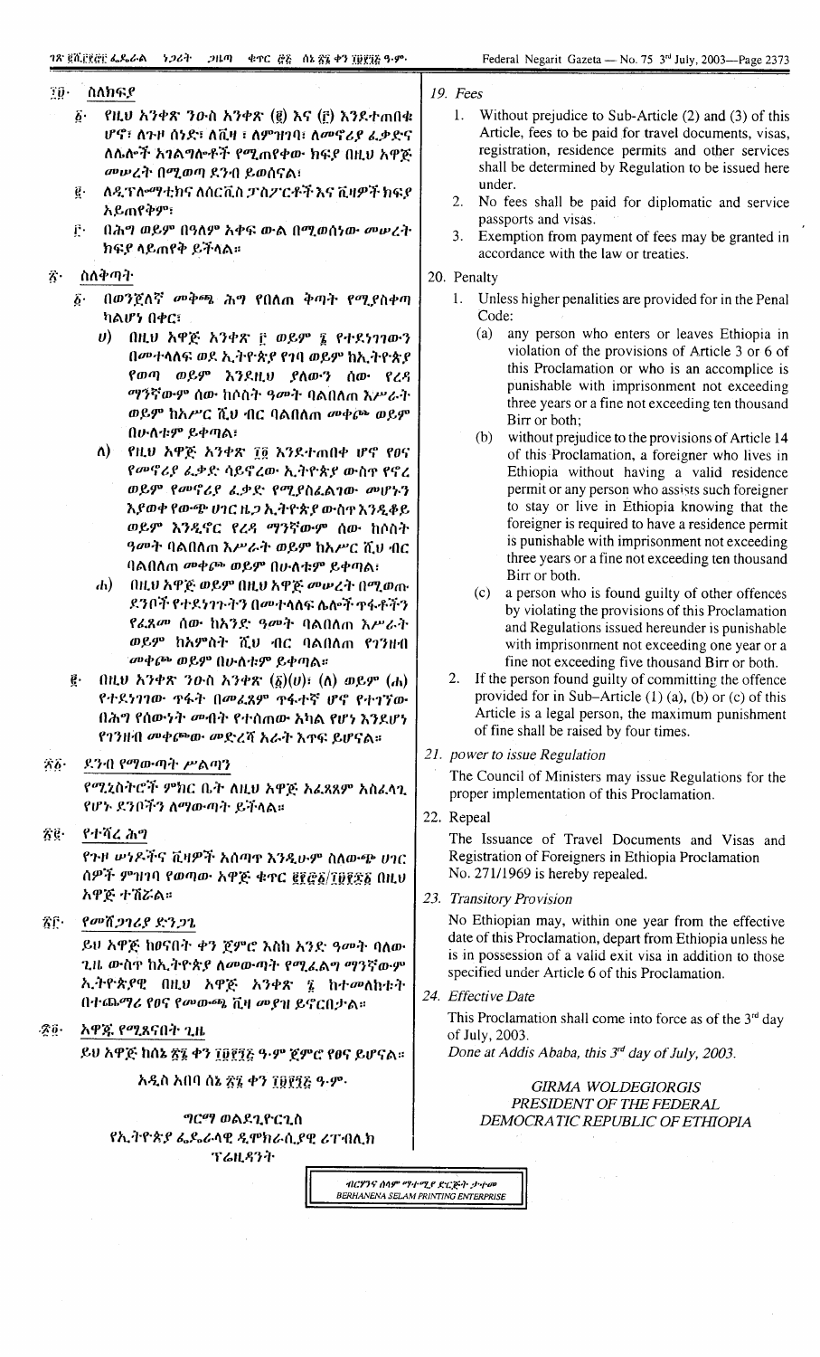፲፱· ስለክፍያ

፩· የዚህ አንቀጽ ንዑስ አንቀጽ (፪) እና (፫) እንደተጠበቁ ሆኖ፣ ለጉዞ ሰነድ፣ ለቪዛ ፣ ለምዝገባ፣ ለመኖሪያ ፈቃድና ለሌሎች አገልግሎቶች የሚጠየቀው ክፍያ በዚህ አዋጅ መሠረት በሚወጣ ደንብ ይወሰናል፣

፪· ለዲፕሎማቲክና ለሰርቪስ ፓስፖርቶችና ቪዛዎች ክፍያ አይጠየቅም፣

፫· በሕግ ወይም በዓለም አቀፍ ውል በሚወሰነው መሠረት ክፍያ ላይጠየቅ ይችላል።

፳· ስለቅጣት

፩· በወንጀለኛ መቅጫ ሕግ የበለጠ ቅጣት የሚያስቀጣ ካልሆነ በቀር፣

ሀ) በዚህ አዋጅ አንቀጽ ፫ ወይም ፮ የተደነገገውን በመተላለፍ ወደ ኢትዮጵያ የገባ ወይም ከኢትዮጵያ የወጣ ወይም እንደዚህ ያለውን ሰው የረዳ ማንኛውም ሰው ከሶስት ዓመት ባልበለጠ እሥራት ወይም ከአሥር ሺህ ብር ባልበለጠ መቀጮ ወይም በሁለቱም ይቀጣል፣

ለ) የዚህ አዋጅ አንቀጽ ፲፬ እንደተጠበቀ ሆኖ የፀና የመኖሪያ ፈቃድ ሳይኖረው ኢትዮጵያ ውስጥ የኖረ ወይም የመኖሪያ ፈቃድ የሚያስፈልገው መሆኑን እያወቀ የውጭ ሀገር ዜጋ ኢትዮጵያ ውስጥ እንዲቆይ ወይም እንዲኖር የረዳ ማንኛውም ሰው ከሶስት ዓመት ባልበለጠ እሥራት ወይም ከአሥር ሺህ ብር ባልበለጠ መቀጮ ወይም በሁለቱም ይቀጣል፣

ሐ) በዚህ አዋጅ ወይም በዚህ አዋጅ መሠረት በሚወጡ ደንቦች የተደነገጉትን በመተላለፍ ሌሎች ጥፋቶችን የፈጸመ ሰው ከአንድ ዓመት ባልበለጠ እሥራት ወይም ከአምስት ሺህ ብር ባልበለጠ የገንዘብ መቀጮ ወይም በሁለቱም ይቀጣል።

፪· በዚህ አንቀጽ ንዑስ አንቀጽ (፩)(ሀ)፣ (ለ) ወይም (ሐ) የተደነገገው ጥፋት በመፈጸም ጥፋተኛ ሆኖ የተገኘው በሕግ የሰውነት መብት የተሰጠው አካል የሆነ እንደሆነ የገንዘብ መቀጮው መድረኛ አራት እጥፍ ይሆናል።

፳፩· ደንብ የማውጣት ሥልጣን

የሚኒስትሮች ምክር ቤት ለዚህ አዋጅ አፈጻጸም አስፈላጊ የሆኑ ደንቦችን ለማውጣት ይችላል።

፳፪· የተሻረ ሕግ

የጉዞ ሠነዶችና ቪዛዎች አሰጣጥ እንዲሁም ስለውጭ ሀገር ሰዎች ምዝገባ የወጣው አዋጅ ቁጥር ፪፻፸፩/፲፱፻፷፩ በዚህ አዋጅ ተሽሯል።

፳፫· የመሸጋገሪያ ድንጋጌ

ይህ አዋጅ ከፀናበት ቀን ጀምሮ እስከ አንድ ዓመት ባለው ጊዜ ውስጥ ከኢትዮጵያ ለመውጣት የሚፈልግ ማንኛውም ኢትዮጵያዊ በዚህ አዋጅ አንቀጽ ፮ ከተመለከቱት በተጨማሪ የፀና የመውጫ ቪዛ መያዝ ይኖርበታል።

፳፬· አዋጁ የሚጸናበት ጊዜ

ይህ አዋጅ ከሰኔ ፳፮ ቀን ፲፱፻፺፭ ዓ·ም· ጀምሮ የፀና ይሆናል።

አዲስ አበባ ሰኔ ፳፮ ቀን ፲፱፻፺፭ ዓ·ም·

ግርማ ወልደጊዮርጊስ
የኢትዮጵያ ፌዴራላዊ ዲሞክራሲያዊ ሪፐብሊክ ፕሬዚዳንት

*19. Fees*

1. Without prejudice to Sub-Article (2) and (3) of this Article, fees to be paid for travel documents, visas, registration, residence permits and other services shall be determined by Regulation to be issued here under.
2. No fees shall be paid for diplomatic and service passports and visas.
3. Exemption from payment of fees may be granted in accordance with the law or treaties.

20. Penalty

1. Unless higher penalities are provided for in the Penal Code:
   (a) any person who enters or leaves Ethiopia in violation of the provisions of Article 3 or 6 of this Proclamation or who is an accomplice is punishable with imprisonment not exceeding three years or a fine not exceeding ten thousand Birr or both;
   (b) without prejudice to the provisions of Article 14 of this Proclamation, a foreigner who lives in Ethiopia without having a valid residence permit or any person who assists such foreigner to stay or live in Ethiopia knowing that the foreigner is required to have a residence permit is punishable with imprisonment not exceeding three years or a fine not exceeding ten thousand Birr or both.
   (c) a person who is found guilty of other offences by violating the provisions of this Proclamation and Regulations issued hereunder is punishable with imprisonment not exceeding one year or a fine not exceeding five thousand Birr or both.
2. If the person found guilty of committing the offence provided for in Sub–Article (1) (a), (b) or (c) of this Article is a legal person, the maximum punishment of fine shall be raised by four times.

*21. power to issue Regulation*

The Council of Ministers may issue Regulations for the proper implementation of this Proclamation.

22. Repeal

The Issuance of Travel Documents and Visas and Registration of Foreigners in Ethiopia Proclamation No. 271/1969 is hereby repealed.

*23. Transitory Provision*

No Ethiopian may, within one year from the effective date of this Proclamation, depart from Ethiopia unless he is in possession of a valid exit visa in addition to those specified under Article 6 of this Proclamation.

*24. Effective Date*

This Proclamation shall come into force as of the 3rd day of July, 2003.

*Done at Addis Ababa, this 3rd day of July, 2003.*

*GIRMA WOLDEGIORGIS*
*PRESIDENT OF THE FEDERAL DEMOCRATIC REPUBLIC OF ETHIOPIA*

ብርሃንና ሰላም ማተሚያ ድርጅት ታተመ
BERHANENA SELAM PRINTING ENTERPRISE